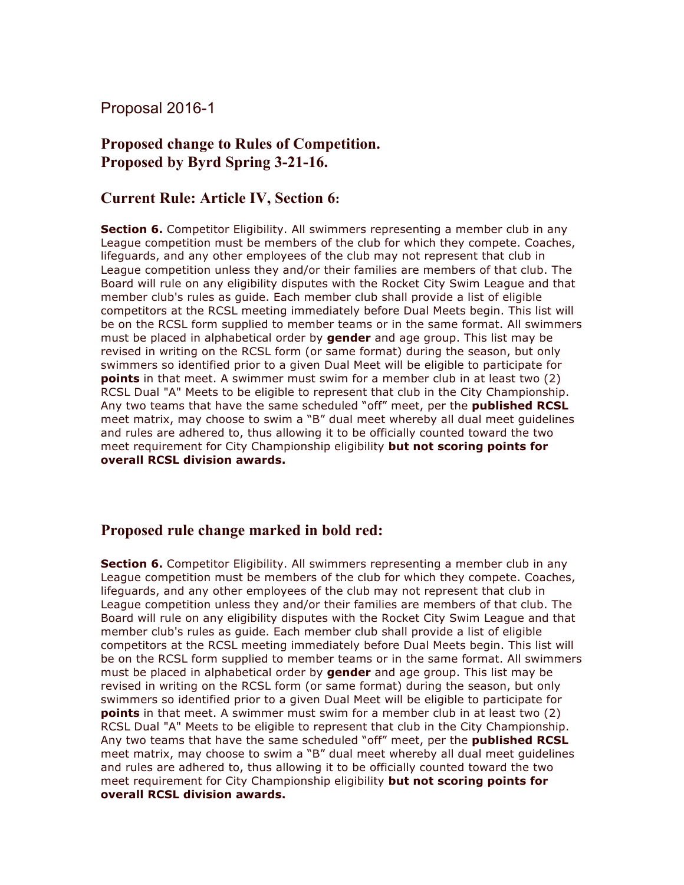Proposal 2016-1

## Proposed change to Rules of Competition.
## Proposed by Byrd Spring 3-21-16.

## Current Rule: Article IV, Section 6:

**Section 6.** Competitor Eligibility. All swimmers representing a member club in any League competition must be members of the club for which they compete. Coaches, lifeguards, and any other employees of the club may not represent that club in League competition unless they and/or their families are members of that club. The Board will rule on any eligibility disputes with the Rocket City Swim League and that member club's rules as guide. Each member club shall provide a list of eligible competitors at the RCSL meeting immediately before Dual Meets begin. This list will be on the RCSL form supplied to member teams or in the same format. All swimmers must be placed in alphabetical order by **gender** and age group. This list may be revised in writing on the RCSL form (or same format) during the season, but only swimmers so identified prior to a given Dual Meet will be eligible to participate for **points** in that meet. A swimmer must swim for a member club in at least two (2) RCSL Dual "A" Meets to be eligible to represent that club in the City Championship. Any two teams that have the same scheduled "off" meet, per the **published RCSL** meet matrix, may choose to swim a "B" dual meet whereby all dual meet guidelines and rules are adhered to, thus allowing it to be officially counted toward the two meet requirement for City Championship eligibility **but not scoring points for overall RCSL division awards.**

## Proposed rule change marked in bold red:

**Section 6.** Competitor Eligibility. All swimmers representing a member club in any League competition must be members of the club for which they compete. Coaches, lifeguards, and any other employees of the club may not represent that club in League competition unless they and/or their families are members of that club. The Board will rule on any eligibility disputes with the Rocket City Swim League and that member club's rules as guide. Each member club shall provide a list of eligible competitors at the RCSL meeting immediately before Dual Meets begin. This list will be on the RCSL form supplied to member teams or in the same format. All swimmers must be placed in alphabetical order by **gender** and age group. This list may be revised in writing on the RCSL form (or same format) during the season, but only swimmers so identified prior to a given Dual Meet will be eligible to participate for **points** in that meet. A swimmer must swim for a member club in at least two (2) RCSL Dual "A" Meets to be eligible to represent that club in the City Championship. Any two teams that have the same scheduled "off" meet, per the **published RCSL** meet matrix, may choose to swim a "B" dual meet whereby all dual meet guidelines and rules are adhered to, thus allowing it to be officially counted toward the two meet requirement for City Championship eligibility **but not scoring points for overall RCSL division awards.**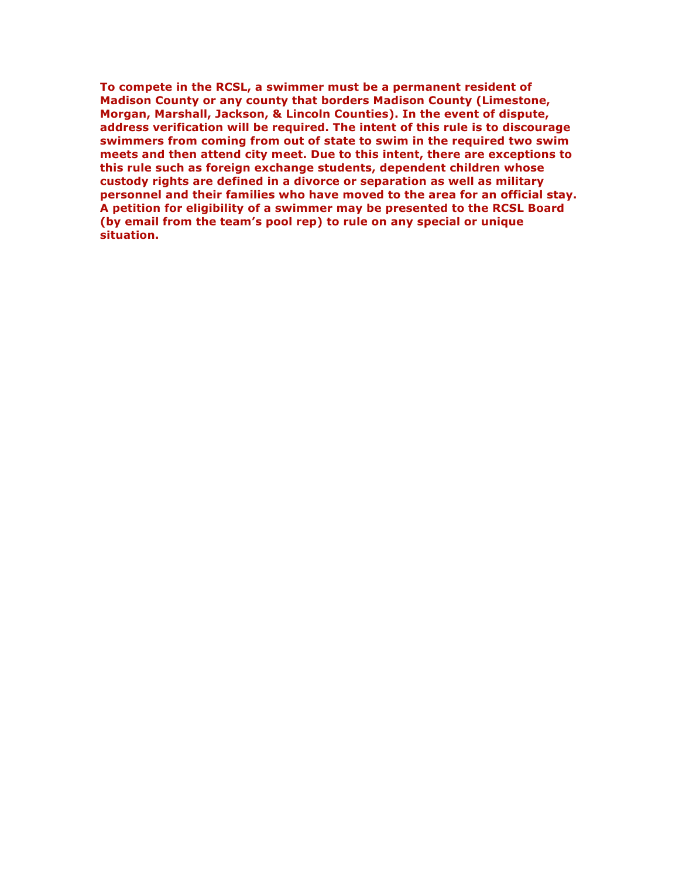**To compete in the RCSL, a swimmer must be a permanent resident of Madison County or any county that borders Madison County (Limestone, Morgan, Marshall, Jackson, & Lincoln Counties). In the event of dispute, address verification will be required. The intent of this rule is to discourage swimmers from coming from out of state to swim in the required two swim meets and then attend city meet. Due to this intent, there are exceptions to this rule such as foreign exchange students, dependent children whose custody rights are defined in a divorce or separation as well as military personnel and their families who have moved to the area for an official stay. A petition for eligibility of a swimmer may be presented to the RCSL Board (by email from the team's pool rep) to rule on any special or unique situation.**